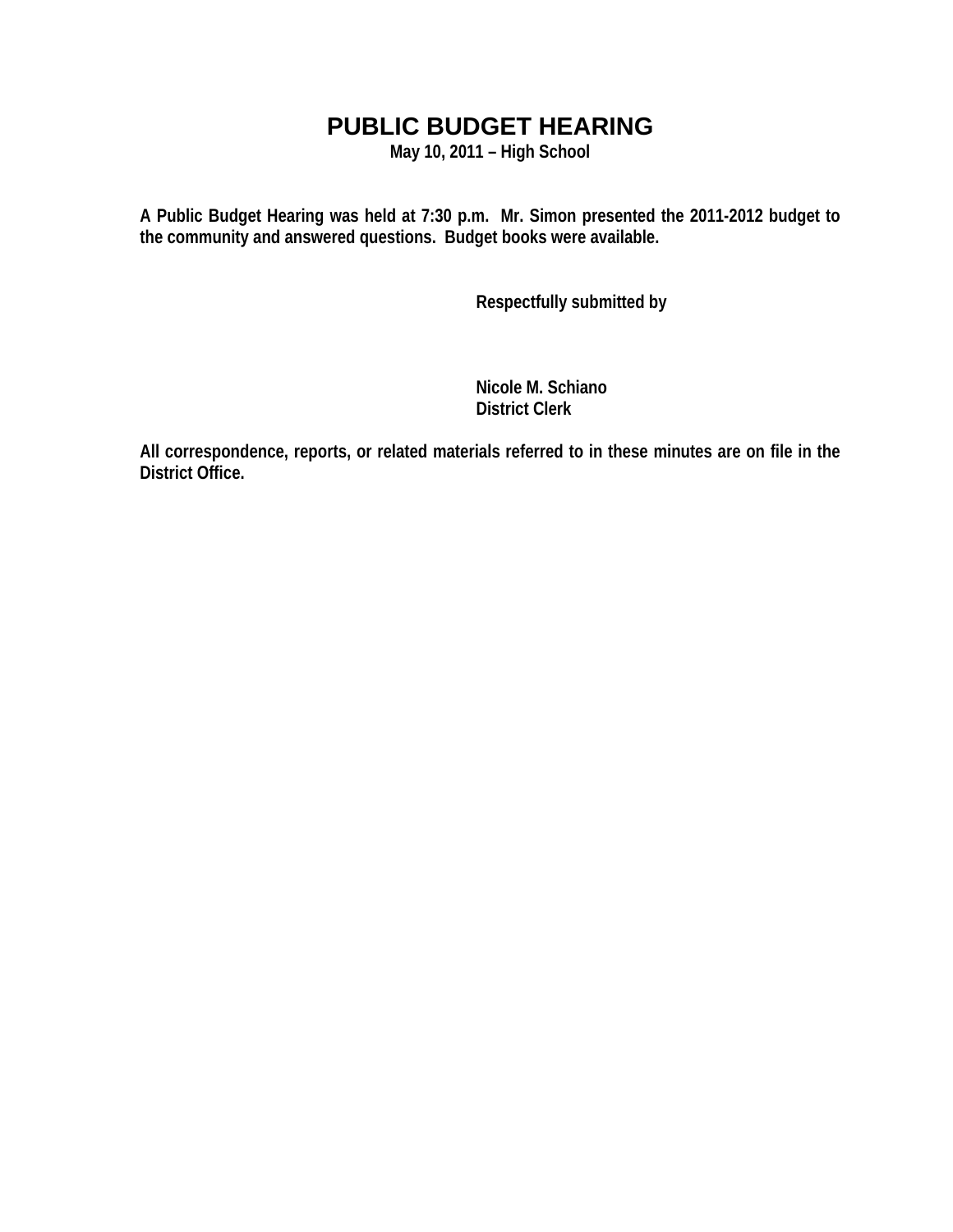# PUBLIC BUDGET HEARING

**May 10, 2011 – High School**

**A Public Budget Hearing was held at 7:30 p.m. Mr. Simon presented the 2011-2012 budget to the community and answered questions. Budget books were available.**

**Respectfully submitted by**

**Nicole M. Schiano**
**District Clerk**

**All correspondence, reports, or related materials referred to in these minutes are on file in the District Office.**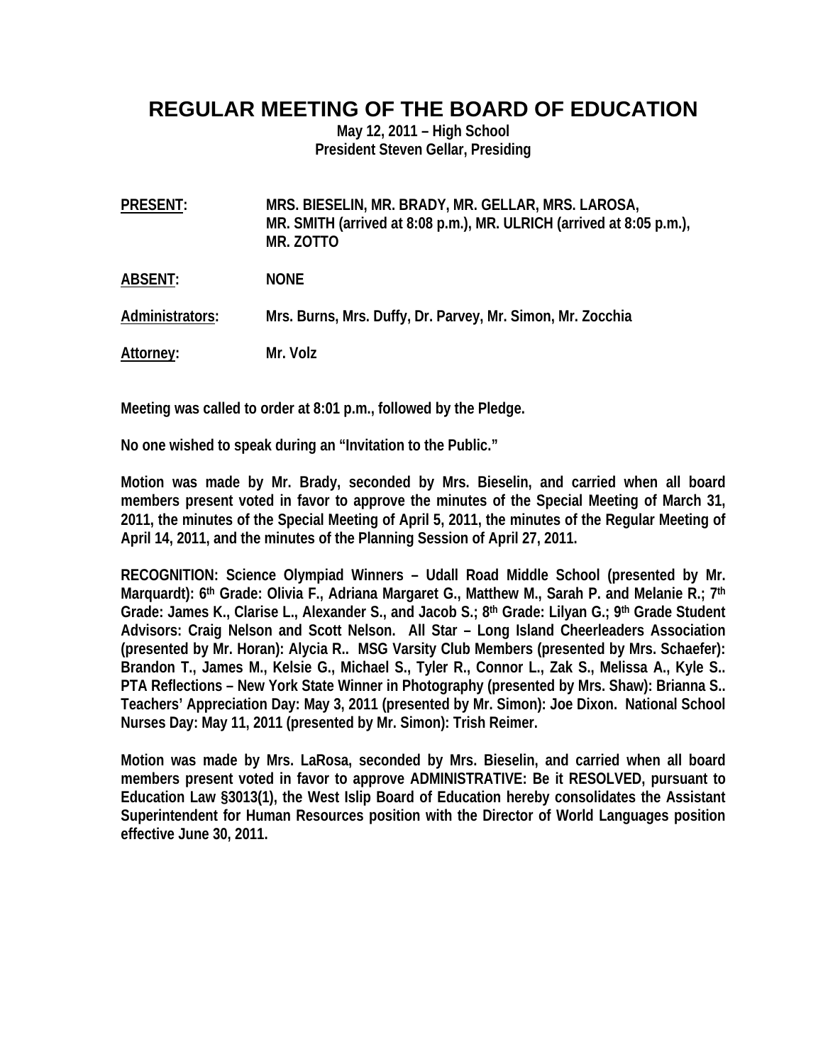# REGULAR MEETING OF THE BOARD OF EDUCATION

**May 12, 2011 – High School**
**President Steven Gellar, Presiding**

**PRESENT:** MRS. BIESELIN, MR. BRADY, MR. GELLAR, MRS. LAROSA, MR. SMITH (arrived at 8:08 p.m.), MR. ULRICH (arrived at 8:05 p.m.), MR. ZOTTO

**ABSENT:** NONE

**Administrators:** Mrs. Burns, Mrs. Duffy, Dr. Parvey, Mr. Simon, Mr. Zocchia

**Attorney:** Mr. Volz

**Meeting was called to order at 8:01 p.m., followed by the Pledge.**

**No one wished to speak during an "Invitation to the Public."**

**Motion was made by Mr. Brady, seconded by Mrs. Bieselin, and carried when all board members present voted in favor to approve the minutes of the Special Meeting of March 31, 2011, the minutes of the Special Meeting of April 5, 2011, the minutes of the Regular Meeting of April 14, 2011, and the minutes of the Planning Session of April 27, 2011.**

**RECOGNITION: Science Olympiad Winners – Udall Road Middle School (presented by Mr. Marquardt): 6th Grade: Olivia F., Adriana Margaret G., Matthew M., Sarah P. and Melanie R.; 7th Grade: James K., Clarise L., Alexander S., and Jacob S.; 8th Grade: Lilyan G.; 9th Grade Student Advisors: Craig Nelson and Scott Nelson. All Star – Long Island Cheerleaders Association (presented by Mr. Horan): Alycia R.. MSG Varsity Club Members (presented by Mrs. Schaefer): Brandon T., James M., Kelsie G., Michael S., Tyler R., Connor L., Zak S., Melissa A., Kyle S.. PTA Reflections – New York State Winner in Photography (presented by Mrs. Shaw): Brianna S.. Teachers' Appreciation Day: May 3, 2011 (presented by Mr. Simon): Joe Dixon. National School Nurses Day: May 11, 2011 (presented by Mr. Simon): Trish Reimer.**

**Motion was made by Mrs. LaRosa, seconded by Mrs. Bieselin, and carried when all board members present voted in favor to approve ADMINISTRATIVE: Be it RESOLVED, pursuant to Education Law §3013(1), the West Islip Board of Education hereby consolidates the Assistant Superintendent for Human Resources position with the Director of World Languages position effective June 30, 2011.**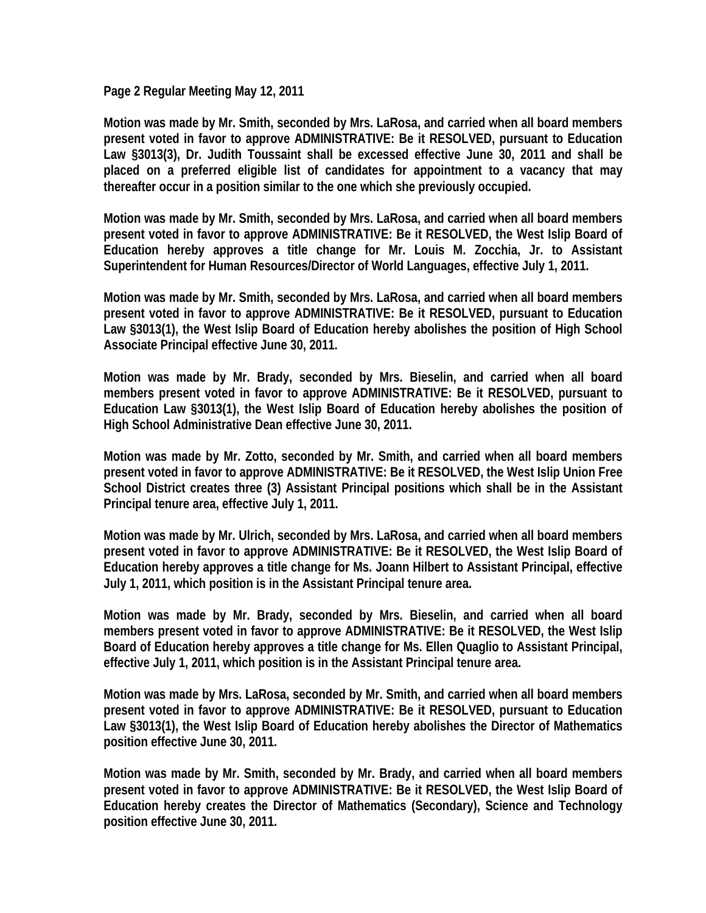**Motion was made by Mr. Smith, seconded by Mrs. LaRosa, and carried when all board members present voted in favor to approve ADMINISTRATIVE: Be it RESOLVED, pursuant to Education Law §3013(3), Dr. Judith Toussaint shall be excessed effective June 30, 2011 and shall be placed on a preferred eligible list of candidates for appointment to a vacancy that may thereafter occur in a position similar to the one which she previously occupied.**

**Motion was made by Mr. Smith, seconded by Mrs. LaRosa, and carried when all board members present voted in favor to approve ADMINISTRATIVE: Be it RESOLVED, the West Islip Board of Education hereby approves a title change for Mr. Louis M. Zocchia, Jr. to Assistant Superintendent for Human Resources/Director of World Languages, effective July 1, 2011.**

**Motion was made by Mr. Smith, seconded by Mrs. LaRosa, and carried when all board members present voted in favor to approve ADMINISTRATIVE: Be it RESOLVED, pursuant to Education Law §3013(1), the West Islip Board of Education hereby abolishes the position of High School Associate Principal effective June 30, 2011.**

**Motion was made by Mr. Brady, seconded by Mrs. Bieselin, and carried when all board members present voted in favor to approve ADMINISTRATIVE: Be it RESOLVED, pursuant to Education Law §3013(1), the West Islip Board of Education hereby abolishes the position of High School Administrative Dean effective June 30, 2011.**

**Motion was made by Mr. Zotto, seconded by Mr. Smith, and carried when all board members present voted in favor to approve ADMINISTRATIVE: Be it RESOLVED, the West Islip Union Free School District creates three (3) Assistant Principal positions which shall be in the Assistant Principal tenure area, effective July 1, 2011.**

**Motion was made by Mr. Ulrich, seconded by Mrs. LaRosa, and carried when all board members present voted in favor to approve ADMINISTRATIVE: Be it RESOLVED, the West Islip Board of Education hereby approves a title change for Ms. Joann Hilbert to Assistant Principal, effective July 1, 2011, which position is in the Assistant Principal tenure area.**

**Motion was made by Mr. Brady, seconded by Mrs. Bieselin, and carried when all board members present voted in favor to approve ADMINISTRATIVE: Be it RESOLVED, the West Islip Board of Education hereby approves a title change for Ms. Ellen Quaglio to Assistant Principal, effective July 1, 2011, which position is in the Assistant Principal tenure area.**

**Motion was made by Mrs. LaRosa, seconded by Mr. Smith, and carried when all board members present voted in favor to approve ADMINISTRATIVE: Be it RESOLVED, pursuant to Education Law §3013(1), the West Islip Board of Education hereby abolishes the Director of Mathematics position effective June 30, 2011.**

**Motion was made by Mr. Smith, seconded by Mr. Brady, and carried when all board members present voted in favor to approve ADMINISTRATIVE: Be it RESOLVED, the West Islip Board of Education hereby creates the Director of Mathematics (Secondary), Science and Technology position effective June 30, 2011.**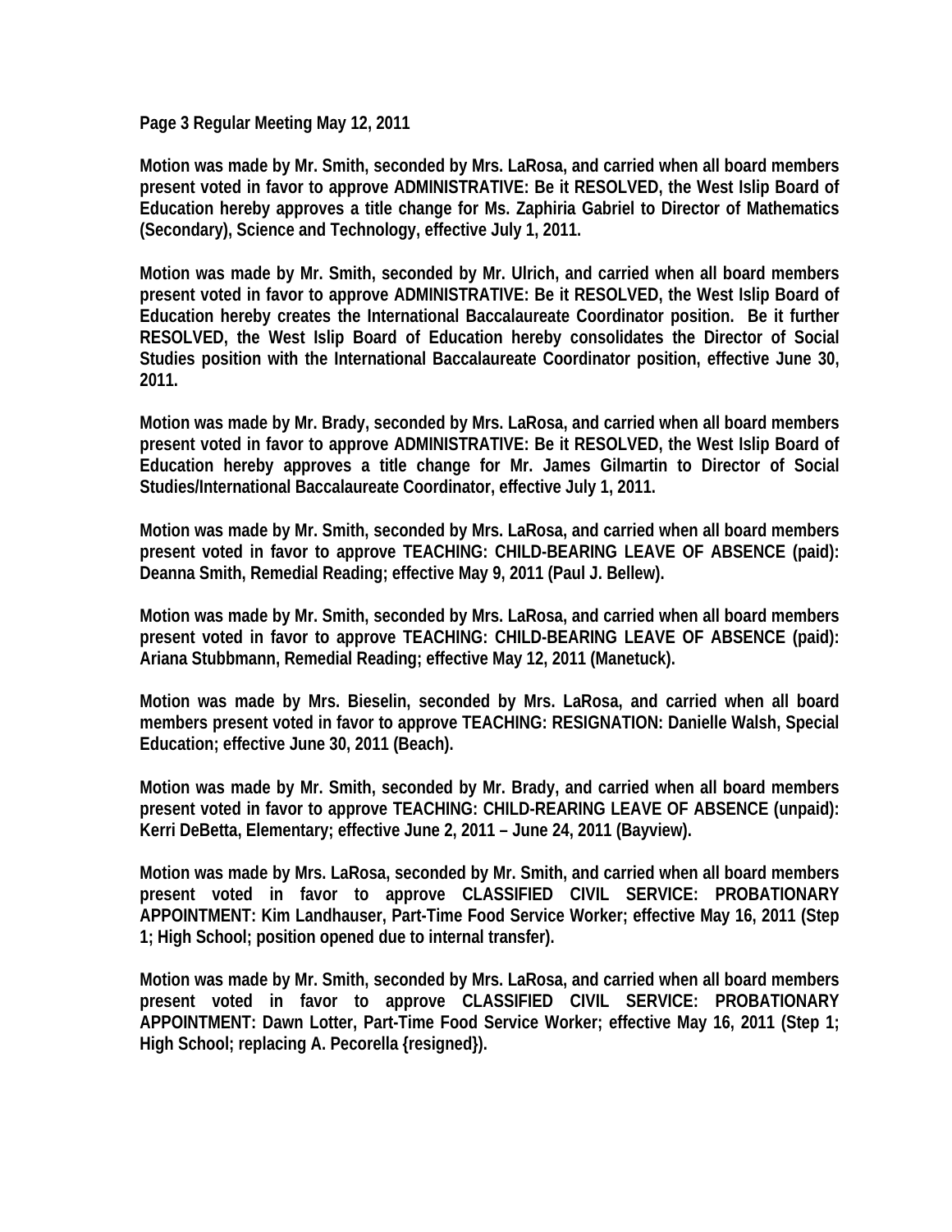**Page 3 Regular Meeting May 12, 2011**

**Motion was made by Mr. Smith, seconded by Mrs. LaRosa, and carried when all board members present voted in favor to approve ADMINISTRATIVE: Be it RESOLVED, the West Islip Board of Education hereby approves a title change for Ms. Zaphiria Gabriel to Director of Mathematics (Secondary), Science and Technology, effective July 1, 2011.**

**Motion was made by Mr. Smith, seconded by Mr. Ulrich, and carried when all board members present voted in favor to approve ADMINISTRATIVE: Be it RESOLVED, the West Islip Board of Education hereby creates the International Baccalaureate Coordinator position. Be it further RESOLVED, the West Islip Board of Education hereby consolidates the Director of Social Studies position with the International Baccalaureate Coordinator position, effective June 30, 2011.**

**Motion was made by Mr. Brady, seconded by Mrs. LaRosa, and carried when all board members present voted in favor to approve ADMINISTRATIVE: Be it RESOLVED, the West Islip Board of Education hereby approves a title change for Mr. James Gilmartin to Director of Social Studies/International Baccalaureate Coordinator, effective July 1, 2011.**

**Motion was made by Mr. Smith, seconded by Mrs. LaRosa, and carried when all board members present voted in favor to approve TEACHING: CHILD-BEARING LEAVE OF ABSENCE (paid): Deanna Smith, Remedial Reading; effective May 9, 2011 (Paul J. Bellew).**

**Motion was made by Mr. Smith, seconded by Mrs. LaRosa, and carried when all board members present voted in favor to approve TEACHING: CHILD-BEARING LEAVE OF ABSENCE (paid): Ariana Stubbmann, Remedial Reading; effective May 12, 2011 (Manetuck).**

**Motion was made by Mrs. Bieselin, seconded by Mrs. LaRosa, and carried when all board members present voted in favor to approve TEACHING: RESIGNATION: Danielle Walsh, Special Education; effective June 30, 2011 (Beach).**

**Motion was made by Mr. Smith, seconded by Mr. Brady, and carried when all board members present voted in favor to approve TEACHING: CHILD-REARING LEAVE OF ABSENCE (unpaid): Kerri DeBetta, Elementary; effective June 2, 2011 – June 24, 2011 (Bayview).**

**Motion was made by Mrs. LaRosa, seconded by Mr. Smith, and carried when all board members present voted in favor to approve CLASSIFIED CIVIL SERVICE: PROBATIONARY APPOINTMENT: Kim Landhauser, Part-Time Food Service Worker; effective May 16, 2011 (Step 1; High School; position opened due to internal transfer).**

**Motion was made by Mr. Smith, seconded by Mrs. LaRosa, and carried when all board members present voted in favor to approve CLASSIFIED CIVIL SERVICE: PROBATIONARY APPOINTMENT: Dawn Lotter, Part-Time Food Service Worker; effective May 16, 2011 (Step 1; High School; replacing A. Pecorella {resigned}).**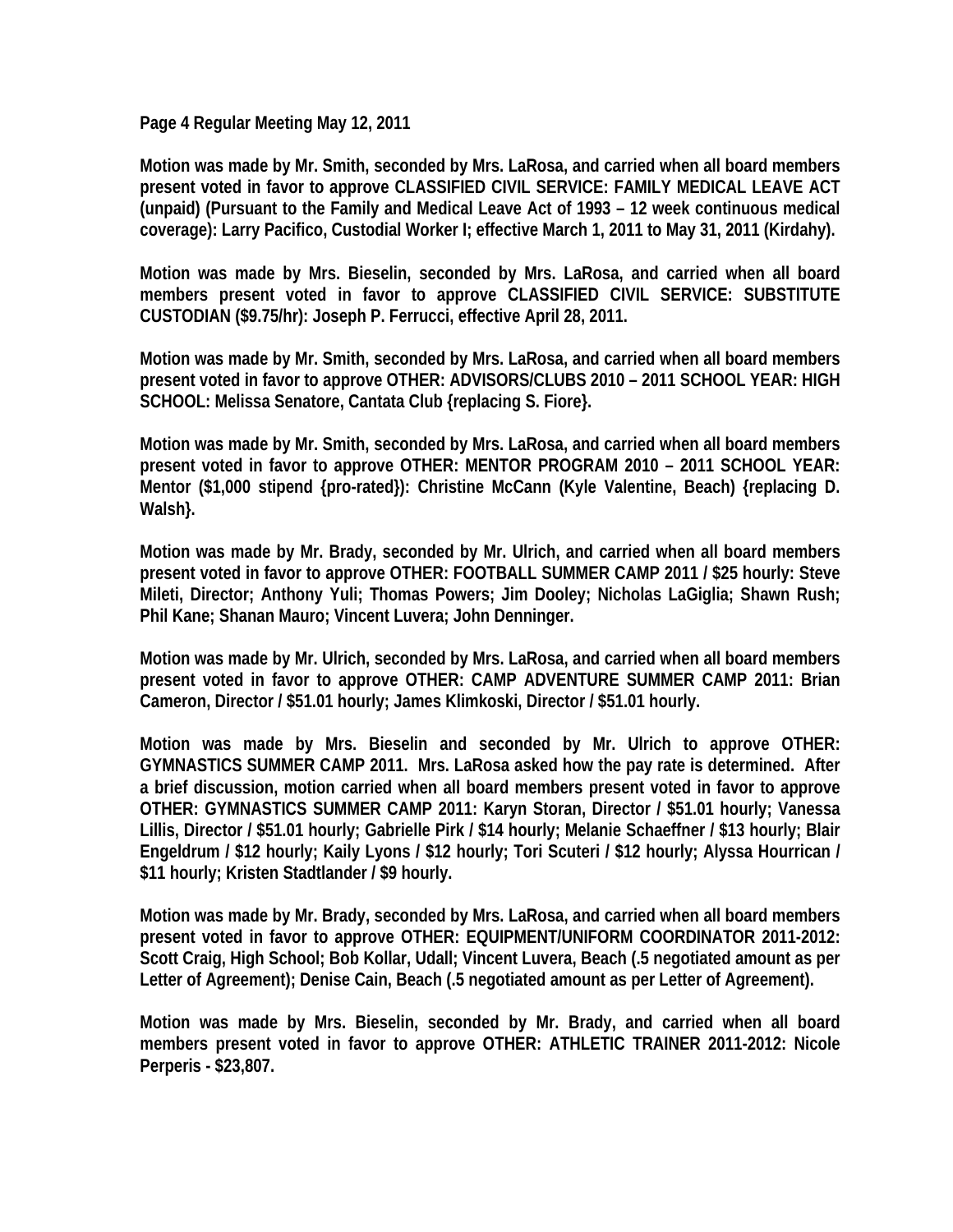**Page 4 Regular Meeting May 12, 2011**

**Motion was made by Mr. Smith, seconded by Mrs. LaRosa, and carried when all board members present voted in favor to approve CLASSIFIED CIVIL SERVICE: FAMILY MEDICAL LEAVE ACT (unpaid) (Pursuant to the Family and Medical Leave Act of 1993 – 12 week continuous medical coverage): Larry Pacifico, Custodial Worker I; effective March 1, 2011 to May 31, 2011 (Kirdahy).**

**Motion was made by Mrs. Bieselin, seconded by Mrs. LaRosa, and carried when all board members present voted in favor to approve CLASSIFIED CIVIL SERVICE: SUBSTITUTE CUSTODIAN ($9.75/hr): Joseph P. Ferrucci, effective April 28, 2011.**

**Motion was made by Mr. Smith, seconded by Mrs. LaRosa, and carried when all board members present voted in favor to approve OTHER: ADVISORS/CLUBS 2010 – 2011 SCHOOL YEAR: HIGH SCHOOL: Melissa Senatore, Cantata Club {replacing S. Fiore}.**

**Motion was made by Mr. Smith, seconded by Mrs. LaRosa, and carried when all board members present voted in favor to approve OTHER: MENTOR PROGRAM 2010 – 2011 SCHOOL YEAR: Mentor ($1,000 stipend {pro-rated}): Christine McCann (Kyle Valentine, Beach) {replacing D. Walsh}.**

**Motion was made by Mr. Brady, seconded by Mr. Ulrich, and carried when all board members present voted in favor to approve OTHER: FOOTBALL SUMMER CAMP 2011 / $25 hourly: Steve Mileti, Director; Anthony Yuli; Thomas Powers; Jim Dooley; Nicholas LaGiglia; Shawn Rush; Phil Kane; Shanan Mauro; Vincent Luvera; John Denninger.**

**Motion was made by Mr. Ulrich, seconded by Mrs. LaRosa, and carried when all board members present voted in favor to approve OTHER: CAMP ADVENTURE SUMMER CAMP 2011: Brian Cameron, Director / $51.01 hourly; James Klimkoski, Director / $51.01 hourly.**

**Motion was made by Mrs. Bieselin and seconded by Mr. Ulrich to approve OTHER: GYMNASTICS SUMMER CAMP 2011. Mrs. LaRosa asked how the pay rate is determined. After a brief discussion, motion carried when all board members present voted in favor to approve OTHER: GYMNASTICS SUMMER CAMP 2011: Karyn Storan, Director / $51.01 hourly; Vanessa Lillis, Director / $51.01 hourly; Gabrielle Pirk / $14 hourly; Melanie Schaeffner / $13 hourly; Blair Engeldrum / $12 hourly; Kaily Lyons / $12 hourly; Tori Scuteri / $12 hourly; Alyssa Hourrican / $11 hourly; Kristen Stadtlander / $9 hourly.**

**Motion was made by Mr. Brady, seconded by Mrs. LaRosa, and carried when all board members present voted in favor to approve OTHER: EQUIPMENT/UNIFORM COORDINATOR 2011-2012: Scott Craig, High School; Bob Kollar, Udall; Vincent Luvera, Beach (.5 negotiated amount as per Letter of Agreement); Denise Cain, Beach (.5 negotiated amount as per Letter of Agreement).**

**Motion was made by Mrs. Bieselin, seconded by Mr. Brady, and carried when all board members present voted in favor to approve OTHER: ATHLETIC TRAINER 2011-2012: Nicole Perperis - $23,807.**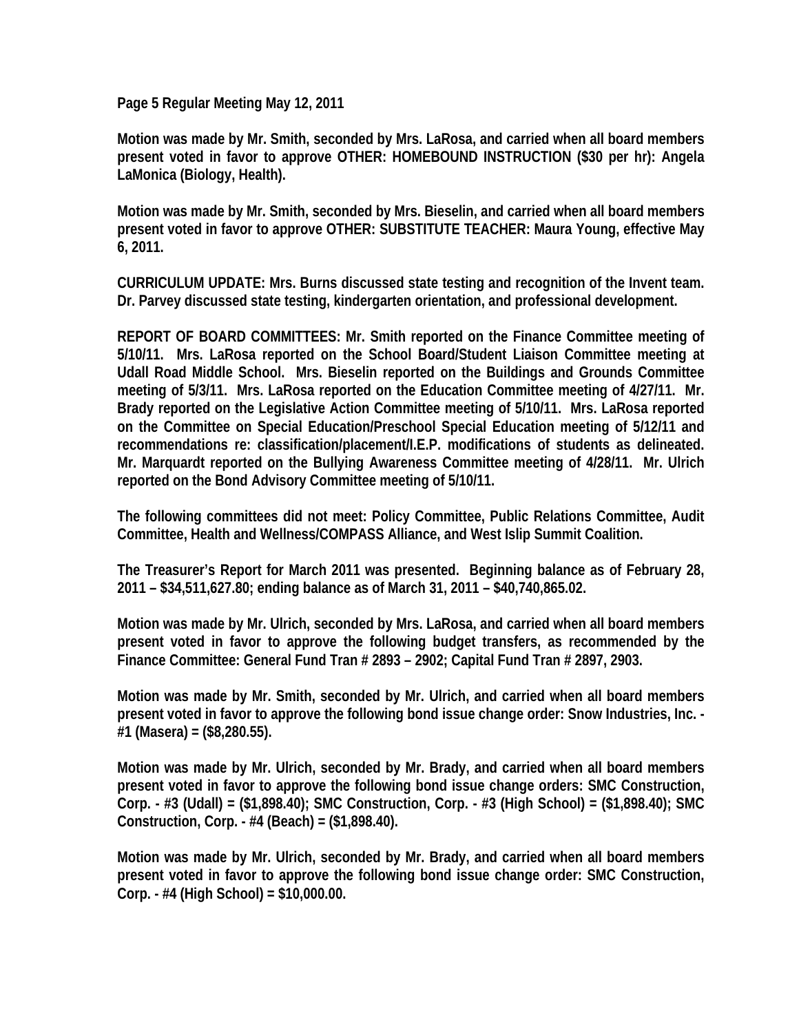**Page 5 Regular Meeting May 12, 2011**

**Motion was made by Mr. Smith, seconded by Mrs. LaRosa, and carried when all board members present voted in favor to approve OTHER: HOMEBOUND INSTRUCTION ($30 per hr): Angela LaMonica (Biology, Health).**

**Motion was made by Mr. Smith, seconded by Mrs. Bieselin, and carried when all board members present voted in favor to approve OTHER: SUBSTITUTE TEACHER: Maura Young, effective May 6, 2011.**

**CURRICULUM UPDATE: Mrs. Burns discussed state testing and recognition of the Invent team. Dr. Parvey discussed state testing, kindergarten orientation, and professional development.**

**REPORT OF BOARD COMMITTEES: Mr. Smith reported on the Finance Committee meeting of 5/10/11. Mrs. LaRosa reported on the School Board/Student Liaison Committee meeting at Udall Road Middle School. Mrs. Bieselin reported on the Buildings and Grounds Committee meeting of 5/3/11. Mrs. LaRosa reported on the Education Committee meeting of 4/27/11. Mr. Brady reported on the Legislative Action Committee meeting of 5/10/11. Mrs. LaRosa reported on the Committee on Special Education/Preschool Special Education meeting of 5/12/11 and recommendations re: classification/placement/I.E.P. modifications of students as delineated. Mr. Marquardt reported on the Bullying Awareness Committee meeting of 4/28/11. Mr. Ulrich reported on the Bond Advisory Committee meeting of 5/10/11.**

**The following committees did not meet: Policy Committee, Public Relations Committee, Audit Committee, Health and Wellness/COMPASS Alliance, and West Islip Summit Coalition.**

**The Treasurer's Report for March 2011 was presented. Beginning balance as of February 28, 2011 – $34,511,627.80; ending balance as of March 31, 2011 – $40,740,865.02.**

**Motion was made by Mr. Ulrich, seconded by Mrs. LaRosa, and carried when all board members present voted in favor to approve the following budget transfers, as recommended by the Finance Committee: General Fund Tran # 2893 – 2902; Capital Fund Tran # 2897, 2903.**

**Motion was made by Mr. Smith, seconded by Mr. Ulrich, and carried when all board members present voted in favor to approve the following bond issue change order: Snow Industries, Inc. - #1 (Masera) = ($8,280.55).**

**Motion was made by Mr. Ulrich, seconded by Mr. Brady, and carried when all board members present voted in favor to approve the following bond issue change orders: SMC Construction, Corp. - #3 (Udall) = ($1,898.40); SMC Construction, Corp. - #3 (High School) = ($1,898.40); SMC Construction, Corp. - #4 (Beach) = ($1,898.40).**

**Motion was made by Mr. Ulrich, seconded by Mr. Brady, and carried when all board members present voted in favor to approve the following bond issue change order: SMC Construction, Corp. - #4 (High School) = $10,000.00.**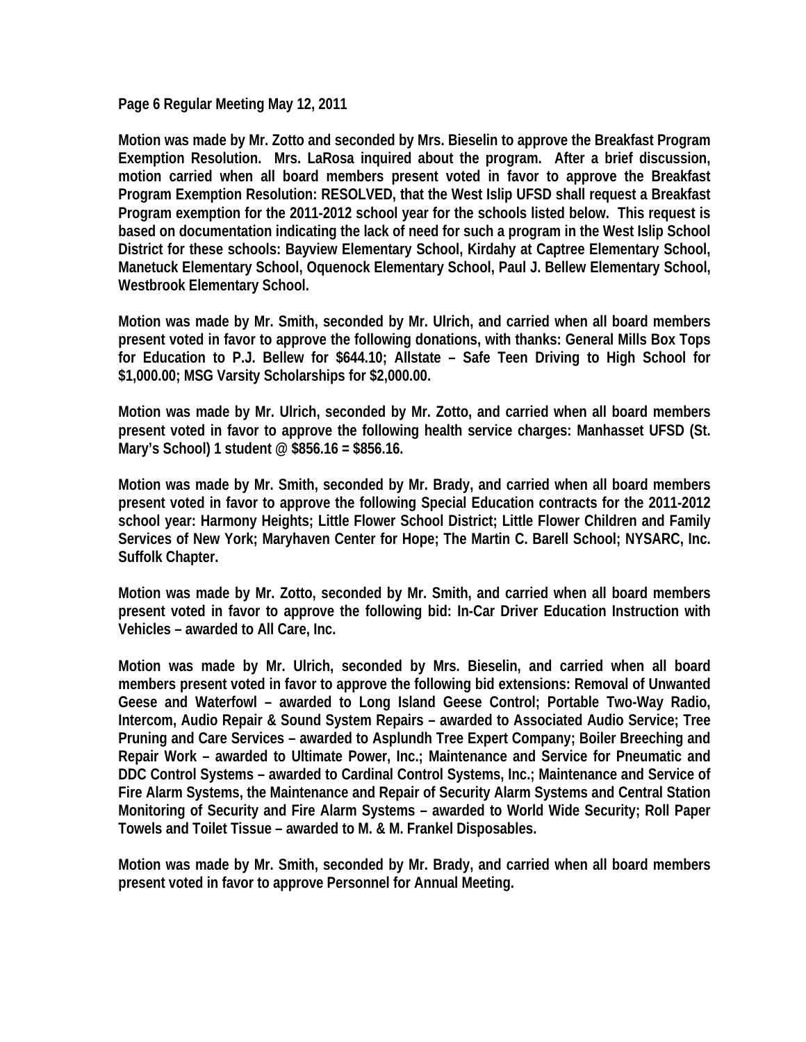**Motion was made by Mr. Zotto and seconded by Mrs. Bieselin to approve the Breakfast Program Exemption Resolution. Mrs. LaRosa inquired about the program. After a brief discussion, motion carried when all board members present voted in favor to approve the Breakfast Program Exemption Resolution: RESOLVED, that the West Islip UFSD shall request a Breakfast Program exemption for the 2011-2012 school year for the schools listed below. This request is based on documentation indicating the lack of need for such a program in the West Islip School District for these schools: Bayview Elementary School, Kirdahy at Captree Elementary School, Manetuck Elementary School, Oquenock Elementary School, Paul J. Bellew Elementary School, Westbrook Elementary School.**

**Motion was made by Mr. Smith, seconded by Mr. Ulrich, and carried when all board members present voted in favor to approve the following donations, with thanks: General Mills Box Tops for Education to P.J. Bellew for $644.10; Allstate – Safe Teen Driving to High School for $1,000.00; MSG Varsity Scholarships for $2,000.00.**

**Motion was made by Mr. Ulrich, seconded by Mr. Zotto, and carried when all board members present voted in favor to approve the following health service charges: Manhasset UFSD (St. Mary's School) 1 student @ $856.16 = $856.16.**

**Motion was made by Mr. Smith, seconded by Mr. Brady, and carried when all board members present voted in favor to approve the following Special Education contracts for the 2011-2012 school year: Harmony Heights; Little Flower School District; Little Flower Children and Family Services of New York; Maryhaven Center for Hope; The Martin C. Barell School; NYSARC, Inc. Suffolk Chapter.**

**Motion was made by Mr. Zotto, seconded by Mr. Smith, and carried when all board members present voted in favor to approve the following bid: In-Car Driver Education Instruction with Vehicles – awarded to All Care, Inc.**

**Motion was made by Mr. Ulrich, seconded by Mrs. Bieselin, and carried when all board members present voted in favor to approve the following bid extensions: Removal of Unwanted Geese and Waterfowl – awarded to Long Island Geese Control; Portable Two-Way Radio, Intercom, Audio Repair & Sound System Repairs – awarded to Associated Audio Service; Tree Pruning and Care Services – awarded to Asplundh Tree Expert Company; Boiler Breeching and Repair Work – awarded to Ultimate Power, Inc.; Maintenance and Service for Pneumatic and DDC Control Systems – awarded to Cardinal Control Systems, Inc.; Maintenance and Service of Fire Alarm Systems, the Maintenance and Repair of Security Alarm Systems and Central Station Monitoring of Security and Fire Alarm Systems – awarded to World Wide Security; Roll Paper Towels and Toilet Tissue – awarded to M. & M. Frankel Disposables.**

**Motion was made by Mr. Smith, seconded by Mr. Brady, and carried when all board members present voted in favor to approve Personnel for Annual Meeting.**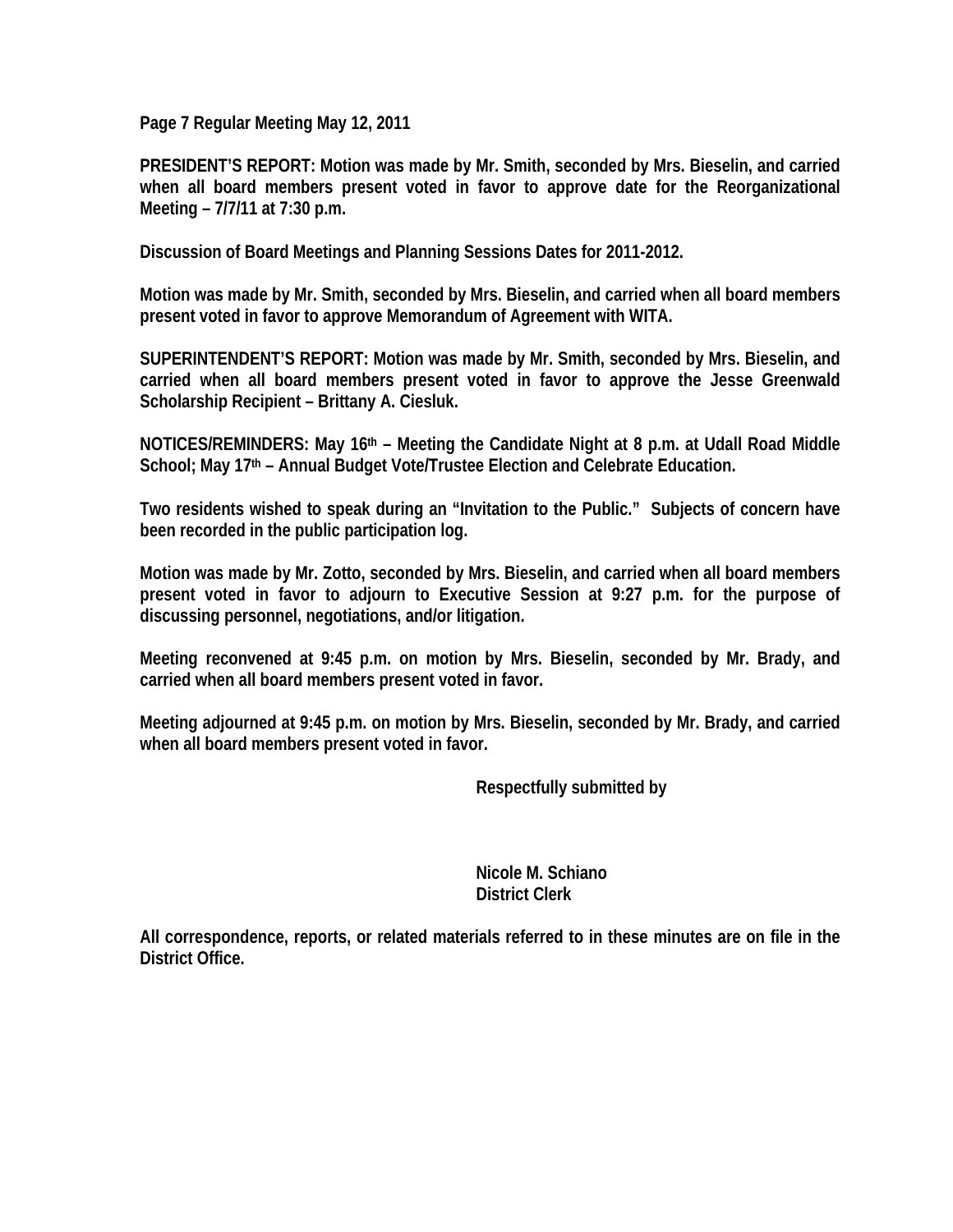**PRESIDENT'S REPORT: Motion was made by Mr. Smith, seconded by Mrs. Bieselin, and carried when all board members present voted in favor to approve date for the Reorganizational Meeting – 7/7/11 at 7:30 p.m.**

**Discussion of Board Meetings and Planning Sessions Dates for 2011-2012.**

**Motion was made by Mr. Smith, seconded by Mrs. Bieselin, and carried when all board members present voted in favor to approve Memorandum of Agreement with WITA.**

**SUPERINTENDENT'S REPORT: Motion was made by Mr. Smith, seconded by Mrs. Bieselin, and carried when all board members present voted in favor to approve the Jesse Greenwald Scholarship Recipient – Brittany A. Ciesluk.**

**NOTICES/REMINDERS: May 16th – Meeting the Candidate Night at 8 p.m. at Udall Road Middle School; May 17th – Annual Budget Vote/Trustee Election and Celebrate Education.**

**Two residents wished to speak during an "Invitation to the Public." Subjects of concern have been recorded in the public participation log.**

**Motion was made by Mr. Zotto, seconded by Mrs. Bieselin, and carried when all board members present voted in favor to adjourn to Executive Session at 9:27 p.m. for the purpose of discussing personnel, negotiations, and/or litigation.**

**Meeting reconvened at 9:45 p.m. on motion by Mrs. Bieselin, seconded by Mr. Brady, and carried when all board members present voted in favor.**

**Meeting adjourned at 9:45 p.m. on motion by Mrs. Bieselin, seconded by Mr. Brady, and carried when all board members present voted in favor.**

**Respectfully submitted by**

**Nicole M. Schiano**
**District Clerk**

**All correspondence, reports, or related materials referred to in these minutes are on file in the District Office.**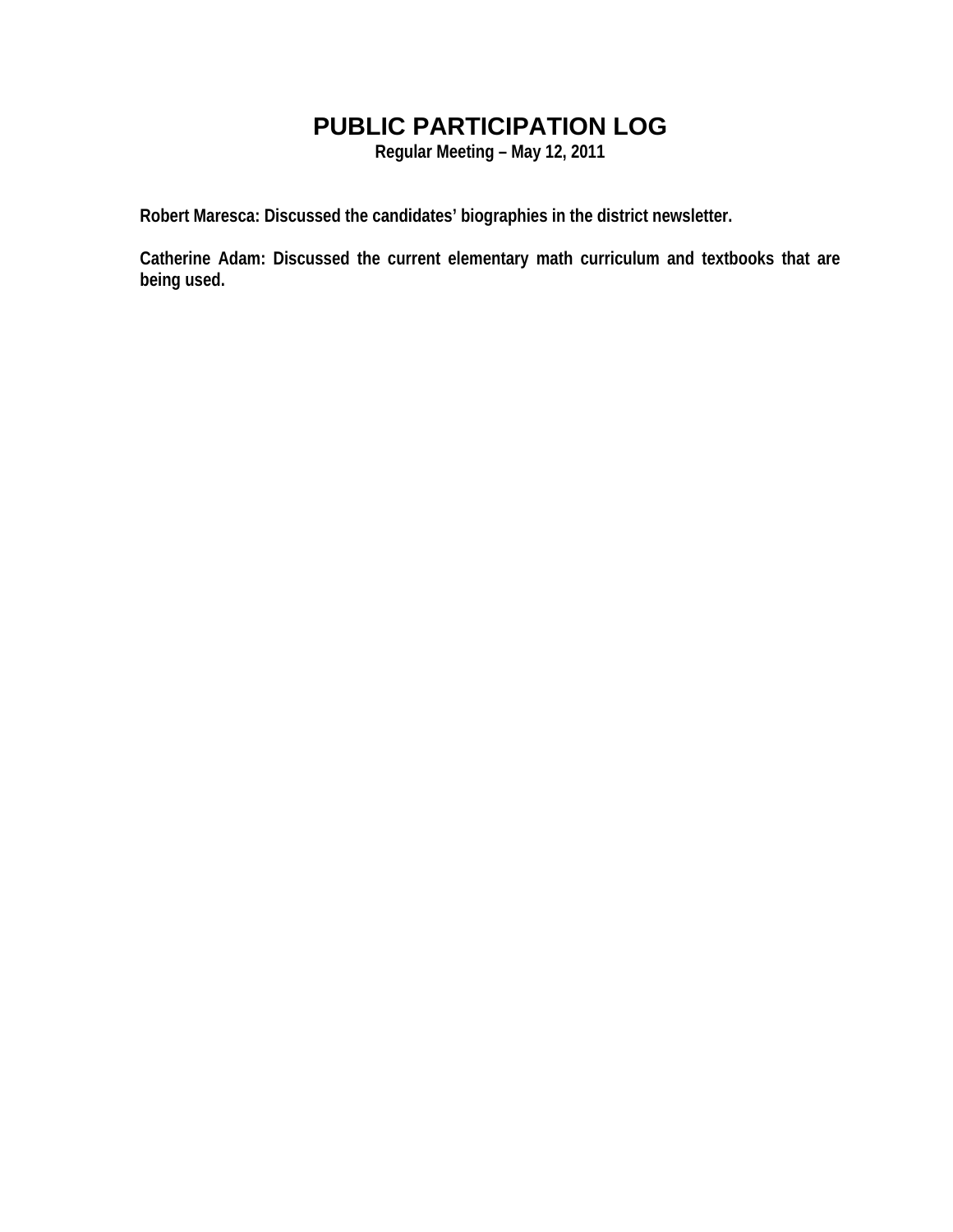# PUBLIC PARTICIPATION LOG

**Regular Meeting – May 12, 2011**

**Robert Maresca: Discussed the candidates' biographies in the district newsletter.**

**Catherine Adam: Discussed the current elementary math curriculum and textbooks that are being used.**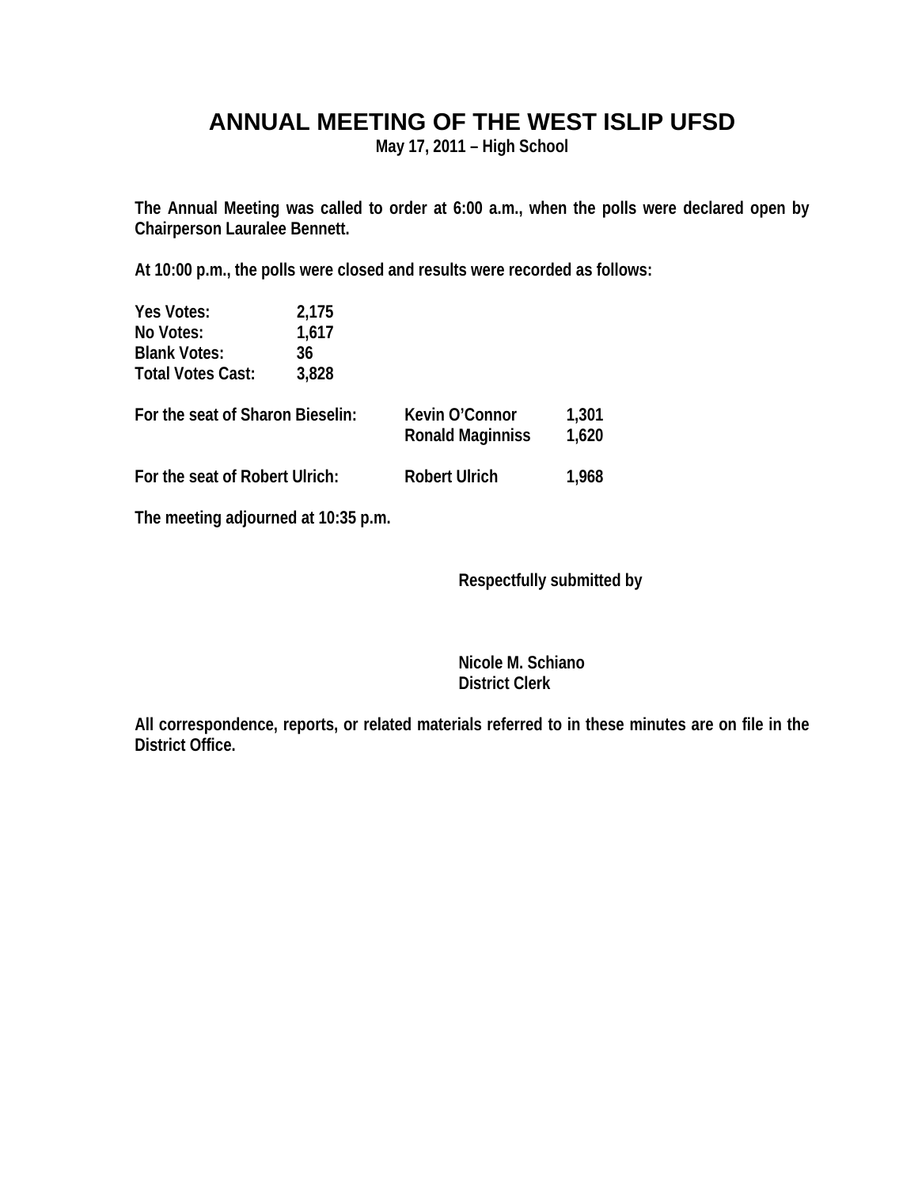# ANNUAL MEETING OF THE WEST ISLIP UFSD

**May 17, 2011 – High School**

**The Annual Meeting was called to order at 6:00 a.m., when the polls were declared open by Chairperson Lauralee Bennett.**

**At 10:00 p.m., the polls were closed and results were recorded as follows:**

| | |
|---|---|
| **Yes Votes:** | **2,175** |
| **No Votes:** | **1,617** |
| **Blank Votes:** | **36** |
| **Total Votes Cast:** | **3,828** |

| | | |
|---|---|---|
| **For the seat of Sharon Bieselin:** | **Kevin O'Connor** | **1,301** |
| | **Ronald Maginniss** | **1,620** |
| **For the seat of Robert Ulrich:** | **Robert Ulrich** | **1,968** |

**The meeting adjourned at 10:35 p.m.**

**Respectfully submitted by**

**Nicole M. Schiano**
**District Clerk**

**All correspondence, reports, or related materials referred to in these minutes are on file in the District Office.**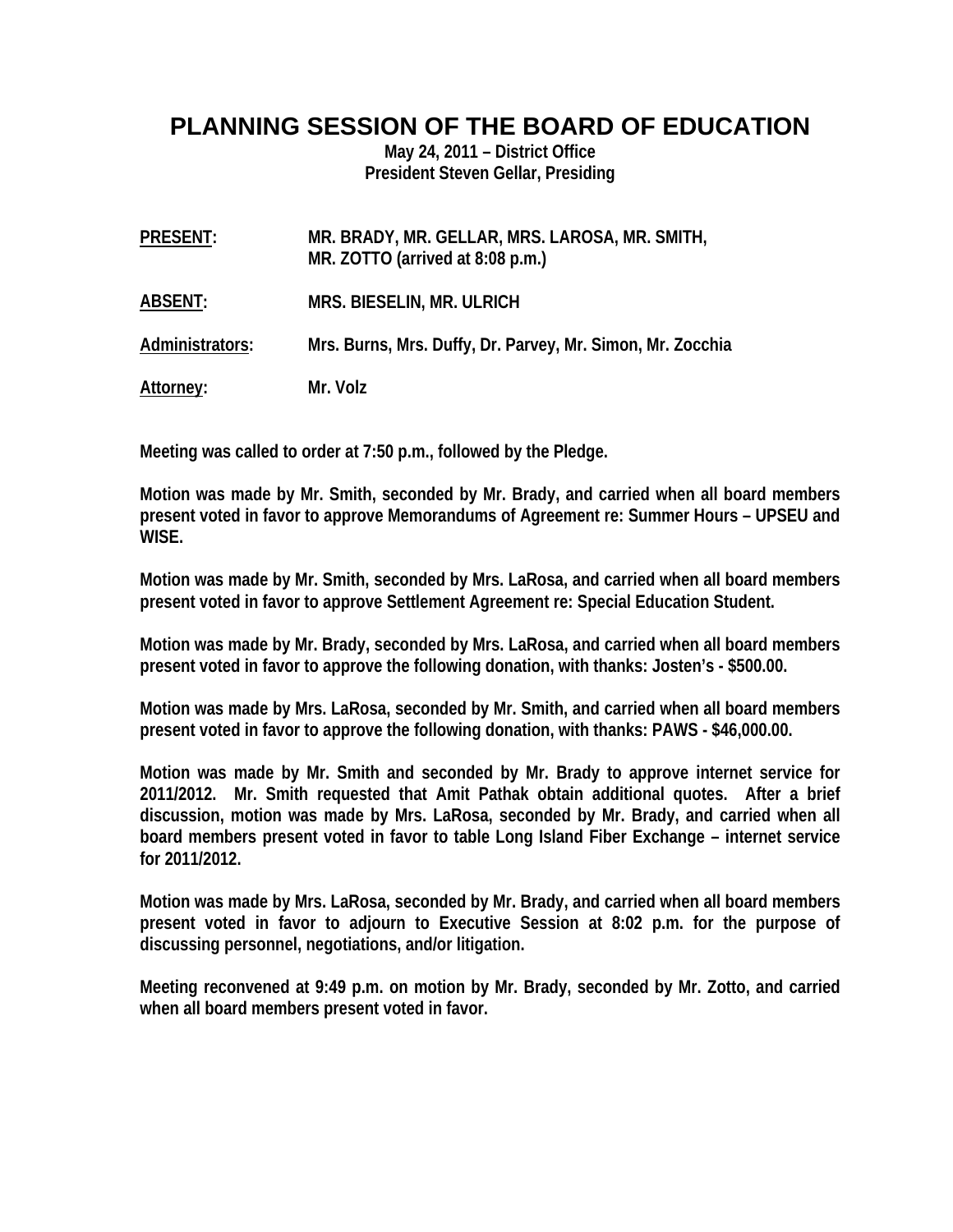# PLANNING SESSION OF THE BOARD OF EDUCATION

**May 24, 2011 – District Office**
**President Steven Gellar, Presiding**

**PRESENT:** MR. BRADY, MR. GELLAR, MRS. LAROSA, MR. SMITH, MR. ZOTTO (arrived at 8:08 p.m.)

**ABSENT:** MRS. BIESELIN, MR. ULRICH

**Administrators:** Mrs. Burns, Mrs. Duffy, Dr. Parvey, Mr. Simon, Mr. Zocchia

**Attorney:** Mr. Volz

Meeting was called to order at 7:50 p.m., followed by the Pledge.

Motion was made by Mr. Smith, seconded by Mr. Brady, and carried when all board members present voted in favor to approve Memorandums of Agreement re: Summer Hours – UPSEU and WISE.

Motion was made by Mr. Smith, seconded by Mrs. LaRosa, and carried when all board members present voted in favor to approve Settlement Agreement re: Special Education Student.

Motion was made by Mr. Brady, seconded by Mrs. LaRosa, and carried when all board members present voted in favor to approve the following donation, with thanks: Josten's - $500.00.

Motion was made by Mrs. LaRosa, seconded by Mr. Smith, and carried when all board members present voted in favor to approve the following donation, with thanks: PAWS - $46,000.00.

Motion was made by Mr. Smith and seconded by Mr. Brady to approve internet service for 2011/2012. Mr. Smith requested that Amit Pathak obtain additional quotes. After a brief discussion, motion was made by Mrs. LaRosa, seconded by Mr. Brady, and carried when all board members present voted in favor to table Long Island Fiber Exchange – internet service for 2011/2012.

Motion was made by Mrs. LaRosa, seconded by Mr. Brady, and carried when all board members present voted in favor to adjourn to Executive Session at 8:02 p.m. for the purpose of discussing personnel, negotiations, and/or litigation.

Meeting reconvened at 9:49 p.m. on motion by Mr. Brady, seconded by Mr. Zotto, and carried when all board members present voted in favor.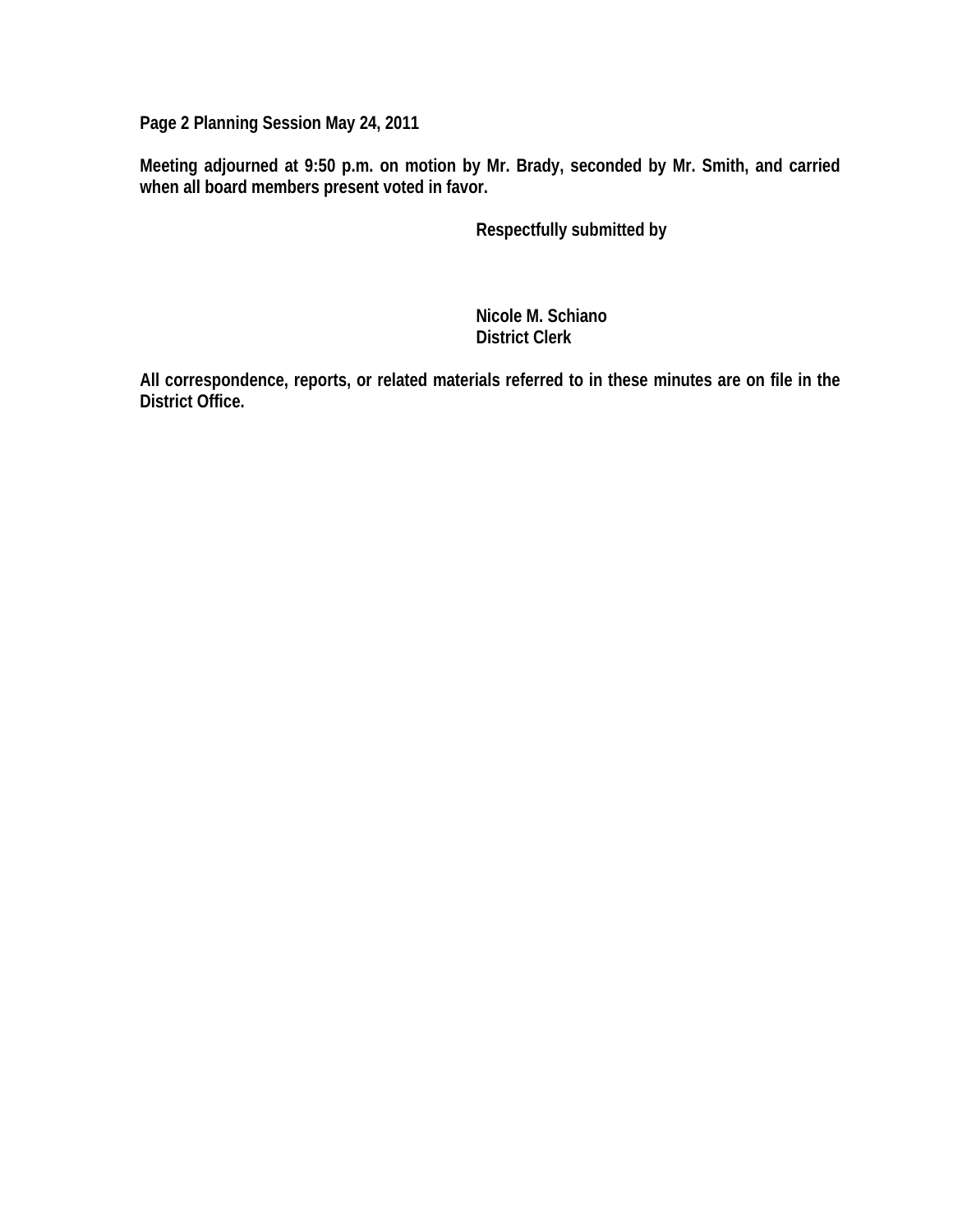**Meeting adjourned at 9:50 p.m. on motion by Mr. Brady, seconded by Mr. Smith, and carried when all board members present voted in favor.**

**Respectfully submitted by**

**Nicole M. Schiano**
**District Clerk**

**All correspondence, reports, or related materials referred to in these minutes are on file in the District Office.**